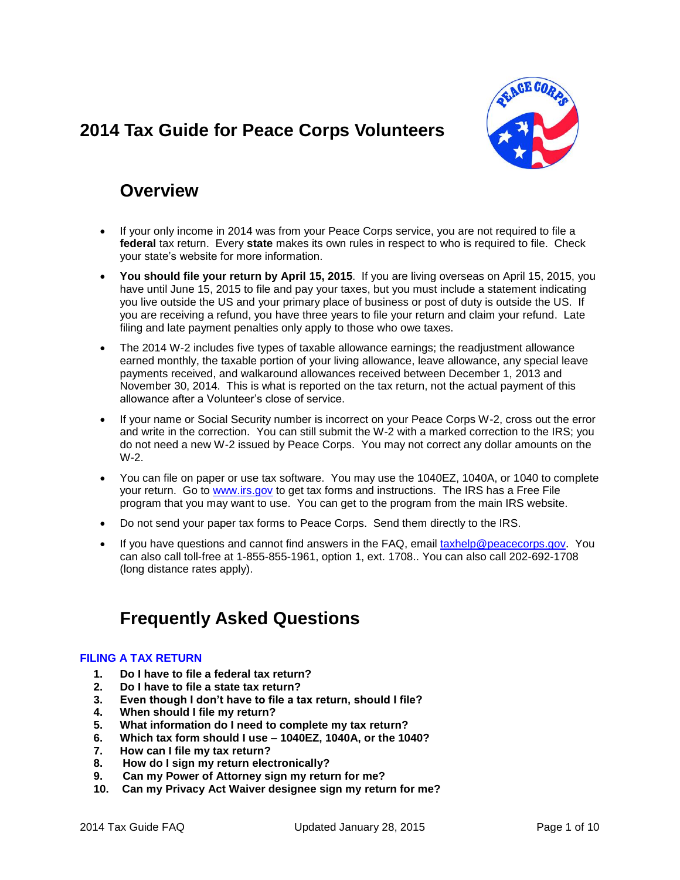# 2014 Tax Guide for Peace Corps Volunteers

## Overview

- If your only income in 2014 was from your Peace Corps service, you are not required to file a **federal** tax return. Every **state** makes its own rules in respect to who is required to file. Check your state's website for more information.
- **You should file your return by April 15, 2015**. If you are living overseas on April 15, 2015, you have until June 15, 2015 to file and pay your taxes, but you must include a statement indicating you live outside the US and your primary place of business or post of duty is outside the US. If you are receiving a refund, you have three years to file your return and claim your refund. Late filing and late payment penalties only apply to those who owe taxes.
- The 2014 W-2 includes five types of taxable allowance earnings; the readjustment allowance earned monthly, the taxable portion of your living allowance, leave allowance, any special leave payments received, and walkaround allowances received between December 1, 2013 and November 30, 2014. This is what is reported on the tax return, not the actual payment of this allowance after a Volunteer's close of service.
- If your name or Social Security number is incorrect on your Peace Corps W-2, cross out the error and write in the correction. You can still submit the W-2 with a marked correction to the IRS; you do not need a new W-2 issued by Peace Corps. You may not correct any dollar amounts on the W-2.
- You can file on paper or use tax software. You may use the 1040EZ, 1040A, or 1040 to complete your return. Go to www.irs.gov to get tax forms and instructions. The IRS has a Free File program that you may want to use. You can get to the program from the main IRS website.
- Do not send your paper tax forms to Peace Corps. Send them directly to the IRS.
- If you have questions and cannot find answers in the FAQ, email taxhelp@peacecorps.gov. You can also call toll-free at 1-855-855-1961, option 1, ext. 1708.. You can also call 202-692-1708 (long distance rates apply).

## Frequently Asked Questions

### FILING A TAX RETURN

1. **Do I have to file a federal tax return?**
2. **Do I have to file a state tax return?**
3. **Even though I don't have to file a tax return, should I file?**
4. **When should I file my return?**
5. **What information do I need to complete my tax return?**
6. **Which tax form should I use – 1040EZ, 1040A, or the 1040?**
7. **How can I file my tax return?**
8. **How do I sign my return electronically?**
9. **Can my Power of Attorney sign my return for me?**
10. **Can my Privacy Act Waiver designee sign my return for me?**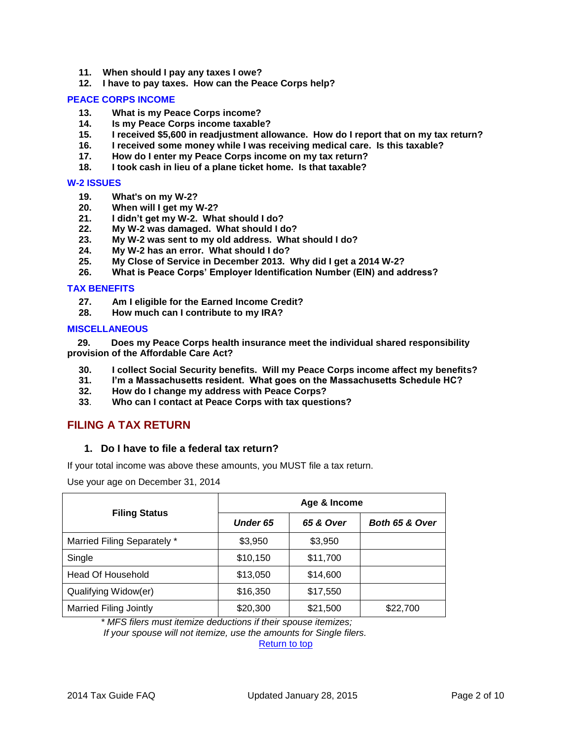11. **When should I pay any taxes I owe?**
12. **I have to pay taxes. How can the Peace Corps help?**

### PEACE CORPS INCOME

13. **What is my Peace Corps income?**
14. **Is my Peace Corps income taxable?**
15. **I received $5,600 in readjustment allowance. How do I report that on my tax return?**
16. **I received some money while I was receiving medical care. Is this taxable?**
17. **How do I enter my Peace Corps income on my tax return?**
18. **I took cash in lieu of a plane ticket home. Is that taxable?**

### W-2 ISSUES

19. **What's on my W-2?**
20. **When will I get my W-2?**
21. **I didn't get my W-2. What should I do?**
22. **My W-2 was damaged. What should I do?**
23. **My W-2 was sent to my old address. What should I do?**
24. **My W-2 has an error. What should I do?**
25. **My Close of Service in December 2013. Why did I get a 2014 W-2?**
26. **What is Peace Corps' Employer Identification Number (EIN) and address?**

### TAX BENEFITS

27. **Am I eligible for the Earned Income Credit?**
28. **How much can I contribute to my IRA?**

### MISCELLANEOUS

29. **Does my Peace Corps health insurance meet the individual shared responsibility provision of the Affordable Care Act?**
30. **I collect Social Security benefits. Will my Peace Corps income affect my benefits?**
31. **I'm a Massachusetts resident. What goes on the Massachusetts Schedule HC?**
32. **How do I change my address with Peace Corps?**
33. **Who can I contact at Peace Corps with tax questions?**

## FILING A TAX RETURN

### 1. Do I have to file a federal tax return?

If your total income was above these amounts, you MUST file a tax return.

Use your age on December 31, 2014

| Filing Status | Age & Income | | |
|---|---|---|---|
| | ***Under 65*** | ***65 & Over*** | ***Both 65 & Over*** |
| Married Filing Separately * | $3,950 | $3,950 | |
| Single | $10,150 | $11,700 | |
| Head Of Household | $13,050 | $14,600 | |
| Qualifying Widow(er) | $16,350 | $17,550 | |
| Married Filing Jointly | $20,300 | $21,500 | $22,700 |

*\* MFS filers must itemize deductions if their spouse itemizes; If your spouse will not itemize, use the amounts for Single filers.*

Return to top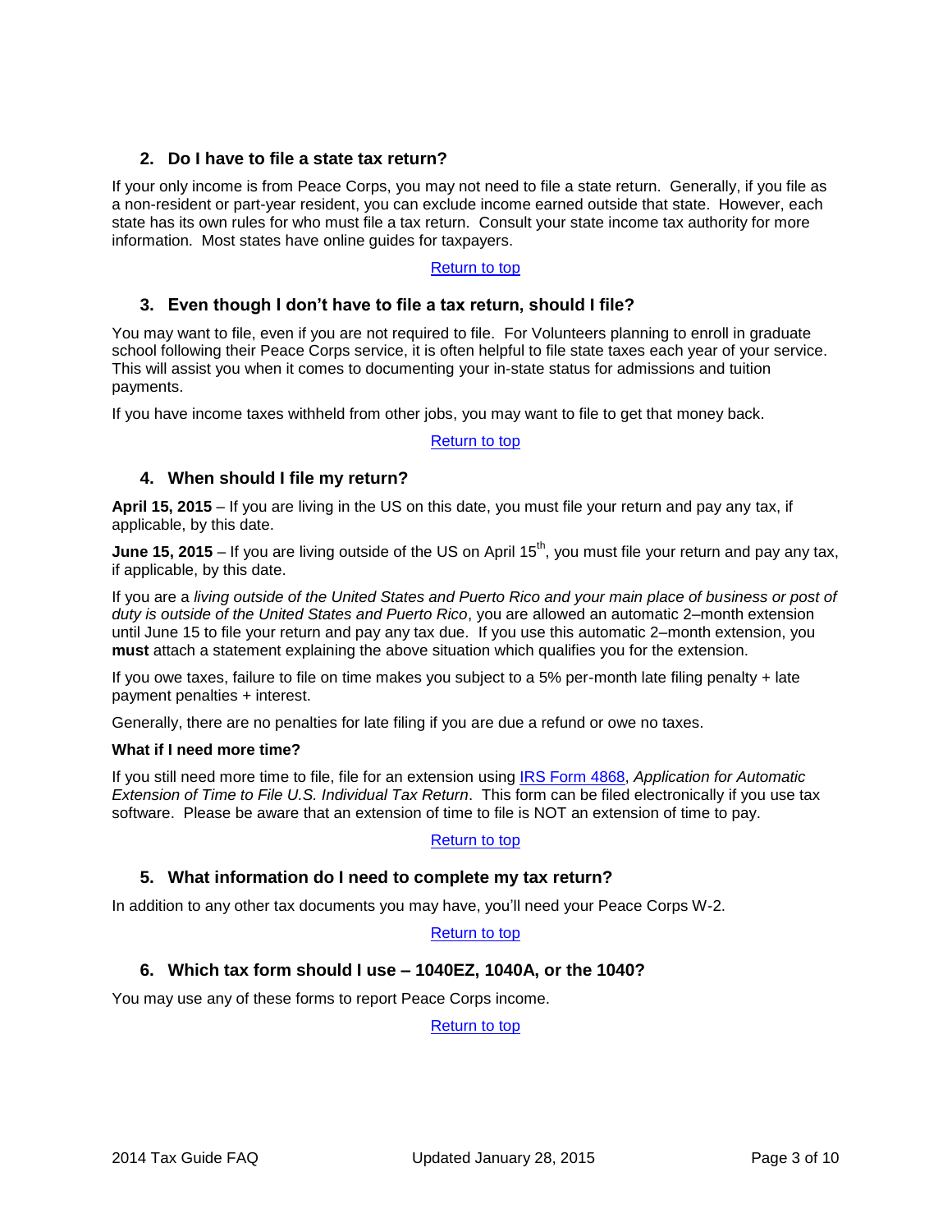## 2. Do I have to file a state tax return?

If your only income is from Peace Corps, you may not need to file a state return. Generally, if you file as a non-resident or part-year resident, you can exclude income earned outside that state. However, each state has its own rules for who must file a tax return. Consult your state income tax authority for more information. Most states have online guides for taxpayers.

Return to top

## 3. Even though I don't have to file a tax return, should I file?

You may want to file, even if you are not required to file. For Volunteers planning to enroll in graduate school following their Peace Corps service, it is often helpful to file state taxes each year of your service. This will assist you when it comes to documenting your in-state status for admissions and tuition payments.

If you have income taxes withheld from other jobs, you may want to file to get that money back.

Return to top

## 4. When should I file my return?

**April 15, 2015** – If you are living in the US on this date, you must file your return and pay any tax, if applicable, by this date.

**June 15, 2015** – If you are living outside of the US on April 15th, you must file your return and pay any tax, if applicable, by this date.

If you are a *living outside of the United States and Puerto Rico and your main place of business or post of duty is outside of the United States and Puerto Rico*, you are allowed an automatic 2–month extension until June 15 to file your return and pay any tax due. If you use this automatic 2–month extension, you **must** attach a statement explaining the above situation which qualifies you for the extension.

If you owe taxes, failure to file on time makes you subject to a 5% per-month late filing penalty + late payment penalties + interest.

Generally, there are no penalties for late filing if you are due a refund or owe no taxes.

**What if I need more time?**

If you still need more time to file, file for an extension using IRS Form 4868, *Application for Automatic Extension of Time to File U.S. Individual Tax Return*. This form can be filed electronically if you use tax software. Please be aware that an extension of time to file is NOT an extension of time to pay.

Return to top

## 5. What information do I need to complete my tax return?

In addition to any other tax documents you may have, you'll need your Peace Corps W-2.

Return to top

## 6. Which tax form should I use – 1040EZ, 1040A, or the 1040?

You may use any of these forms to report Peace Corps income.

Return to top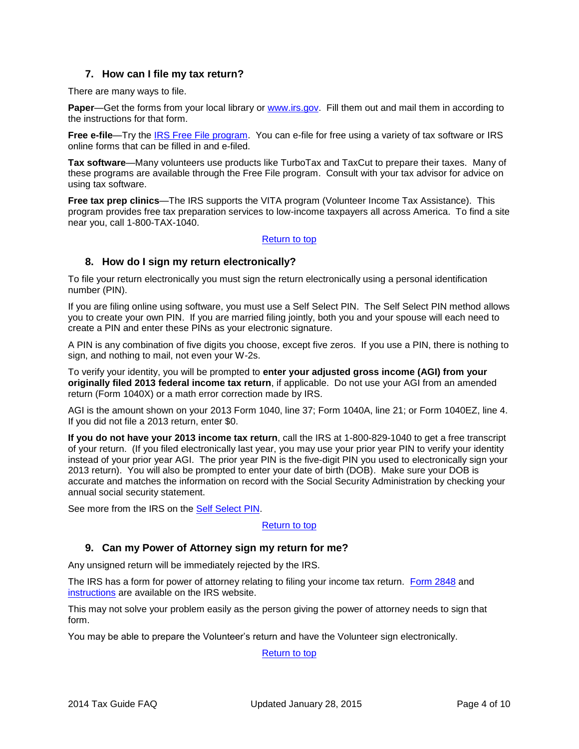### 7. How can I file my tax return?

There are many ways to file.

**Paper**—Get the forms from your local library or [www.irs.gov](www.irs.gov). Fill them out and mail them in according to the instructions for that form.

**Free e-file**—Try the [IRS Free File program](). You can e-file for free using a variety of tax software or IRS online forms that can be filled in and e-filed.

**Tax software**—Many volunteers use products like TurboTax and TaxCut to prepare their taxes. Many of these programs are available through the Free File program. Consult with your tax advisor for advice on using tax software.

**Free tax prep clinics**—The IRS supports the VITA program (Volunteer Income Tax Assistance). This program provides free tax preparation services to low-income taxpayers all across America. To find a site near you, call 1-800-TAX-1040.

[Return to top]()

### 8. How do I sign my return electronically?

To file your return electronically you must sign the return electronically using a personal identification number (PIN).

If you are filing online using software, you must use a Self Select PIN. The Self Select PIN method allows you to create your own PIN. If you are married filing jointly, both you and your spouse will each need to create a PIN and enter these PINs as your electronic signature.

A PIN is any combination of five digits you choose, except five zeros. If you use a PIN, there is nothing to sign, and nothing to mail, not even your W-2s.

To verify your identity, you will be prompted to **enter your adjusted gross income (AGI) from your originally filed 2013 federal income tax return**, if applicable. Do not use your AGI from an amended return (Form 1040X) or a math error correction made by IRS.

AGI is the amount shown on your 2013 Form 1040, line 37; Form 1040A, line 21; or Form 1040EZ, line 4. If you did not file a 2013 return, enter $0.

**If you do not have your 2013 income tax return**, call the IRS at 1-800-829-1040 to get a free transcript of your return. (If you filed electronically last year, you may use your prior year PIN to verify your identity instead of your prior year AGI. The prior year PIN is the five-digit PIN you used to electronically sign your 2013 return). You will also be prompted to enter your date of birth (DOB). Make sure your DOB is accurate and matches the information on record with the Social Security Administration by checking your annual social security statement.

See more from the IRS on the [Self Select PIN]().

[Return to top]()

### 9. Can my Power of Attorney sign my return for me?

Any unsigned return will be immediately rejected by the IRS.

The IRS has a form for power of attorney relating to filing your income tax return. [Form 2848]() and [instructions]() are available on the IRS website.

This may not solve your problem easily as the person giving the power of attorney needs to sign that form.

You may be able to prepare the Volunteer's return and have the Volunteer sign electronically.

[Return to top]()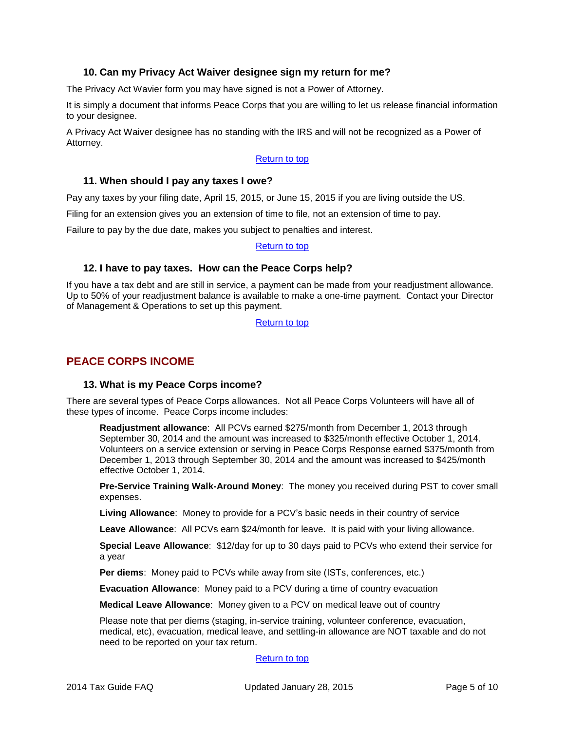### 10. Can my Privacy Act Waiver designee sign my return for me?

The Privacy Act Wavier form you may have signed is not a Power of Attorney.

It is simply a document that informs Peace Corps that you are willing to let us release financial information to your designee.

A Privacy Act Waiver designee has no standing with the IRS and will not be recognized as a Power of Attorney.

Return to top

### 11. When should I pay any taxes I owe?

Pay any taxes by your filing date, April 15, 2015, or June 15, 2015 if you are living outside the US.

Filing for an extension gives you an extension of time to file, not an extension of time to pay.

Failure to pay by the due date, makes you subject to penalties and interest.

Return to top

### 12. I have to pay taxes. How can the Peace Corps help?

If you have a tax debt and are still in service, a payment can be made from your readjustment allowance. Up to 50% of your readjustment balance is available to make a one-time payment. Contact your Director of Management & Operations to set up this payment.

Return to top

## PEACE CORPS INCOME

### 13. What is my Peace Corps income?

There are several types of Peace Corps allowances. Not all Peace Corps Volunteers will have all of these types of income. Peace Corps income includes:

**Readjustment allowance**: All PCVs earned $275/month from December 1, 2013 through September 30, 2014 and the amount was increased to $325/month effective October 1, 2014. Volunteers on a service extension or serving in Peace Corps Response earned $375/month from December 1, 2013 through September 30, 2014 and the amount was increased to $425/month effective October 1, 2014.

**Pre-Service Training Walk-Around Money**: The money you received during PST to cover small expenses.

**Living Allowance**: Money to provide for a PCV's basic needs in their country of service

**Leave Allowance**: All PCVs earn $24/month for leave. It is paid with your living allowance.

**Special Leave Allowance**: $12/day for up to 30 days paid to PCVs who extend their service for a year

**Per diems**: Money paid to PCVs while away from site (ISTs, conferences, etc.)

**Evacuation Allowance**: Money paid to a PCV during a time of country evacuation

**Medical Leave Allowance**: Money given to a PCV on medical leave out of country

Please note that per diems (staging, in-service training, volunteer conference, evacuation, medical, etc), evacuation, medical leave, and settling-in allowance are NOT taxable and do not need to be reported on your tax return.

Return to top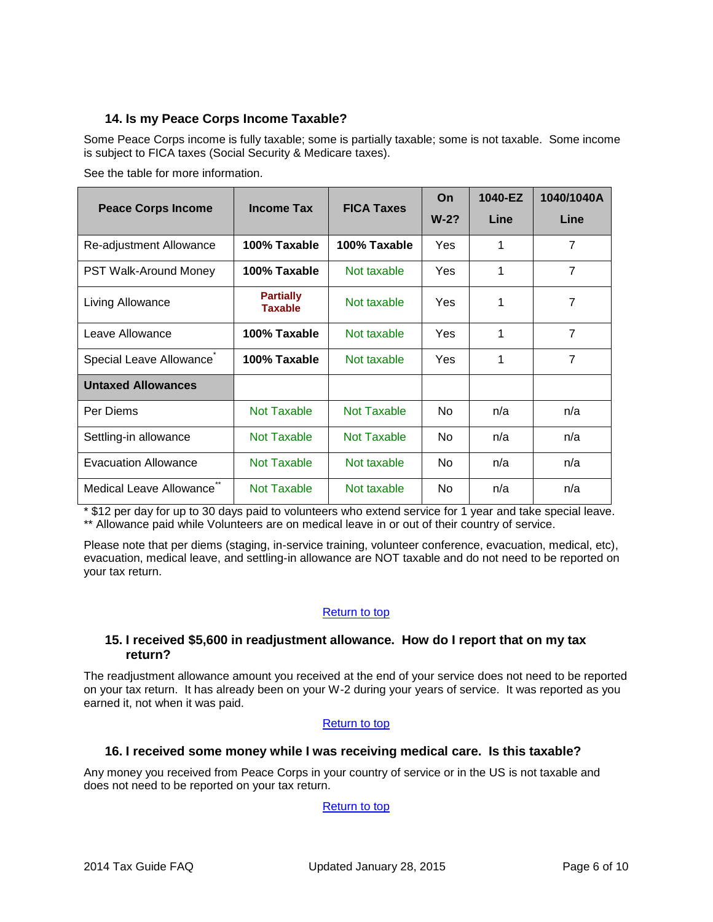### 14. Is my Peace Corps Income Taxable?

Some Peace Corps income is fully taxable; some is partially taxable; some is not taxable. Some income is subject to FICA taxes (Social Security & Medicare taxes).

See the table for more information.

| Peace Corps Income | Income Tax | FICA Taxes | On W-2? | 1040-EZ Line | 1040/1040A Line |
|---|---|---|---|---|---|
| Re-adjustment Allowance | **100% Taxable** | **100% Taxable** | Yes | 1 | 7 |
| PST Walk-Around Money | **100% Taxable** | Not taxable | Yes | 1 | 7 |
| Living Allowance | **Partially Taxable** | Not taxable | Yes | 1 | 7 |
| Leave Allowance | **100% Taxable** | Not taxable | Yes | 1 | 7 |
| Special Leave Allowance* | **100% Taxable** | Not taxable | Yes | 1 | 7 |
| **Untaxed Allowances** | | | | | |
| Per Diems | Not Taxable | Not Taxable | No | n/a | n/a |
| Settling-in allowance | Not Taxable | Not Taxable | No | n/a | n/a |
| Evacuation Allowance | Not Taxable | Not taxable | No | n/a | n/a |
| Medical Leave Allowance** | Not Taxable | Not taxable | No | n/a | n/a |

* $12 per day for up to 30 days paid to volunteers who extend service for 1 year and take special leave.
** Allowance paid while Volunteers are on medical leave in or out of their country of service.

Please note that per diems (staging, in-service training, volunteer conference, evacuation, medical, etc), evacuation, medical leave, and settling-in allowance are NOT taxable and do not need to be reported on your tax return.

Return to top

### 15. I received $5,600 in readjustment allowance. How do I report that on my tax return?

The readjustment allowance amount you received at the end of your service does not need to be reported on your tax return. It has already been on your W-2 during your years of service. It was reported as you earned it, not when it was paid.

Return to top

### 16. I received some money while I was receiving medical care. Is this taxable?

Any money you received from Peace Corps in your country of service or in the US is not taxable and does not need to be reported on your tax return.

Return to top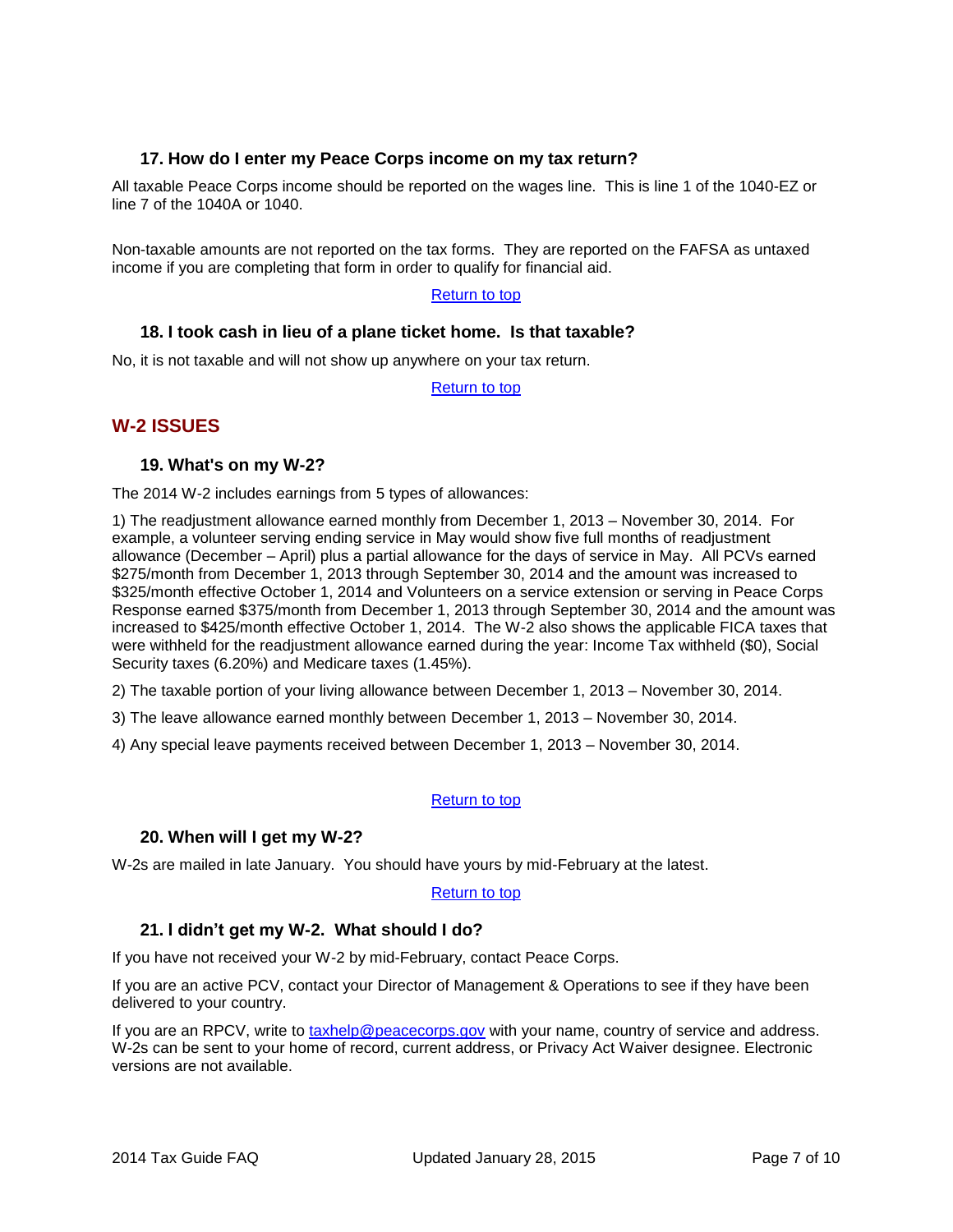### 17. How do I enter my Peace Corps income on my tax return?

All taxable Peace Corps income should be reported on the wages line. This is line 1 of the 1040-EZ or line 7 of the 1040A or 1040.

Non-taxable amounts are not reported on the tax forms. They are reported on the FAFSA as untaxed income if you are completing that form in order to qualify for financial aid.

Return to top

### 18. I took cash in lieu of a plane ticket home. Is that taxable?

No, it is not taxable and will not show up anywhere on your tax return.

Return to top

## W-2 ISSUES

### 19. What's on my W-2?

The 2014 W-2 includes earnings from 5 types of allowances:

1) The readjustment allowance earned monthly from December 1, 2013 – November 30, 2014. For example, a volunteer serving ending service in May would show five full months of readjustment allowance (December – April) plus a partial allowance for the days of service in May. All PCVs earned $275/month from December 1, 2013 through September 30, 2014 and the amount was increased to $325/month effective October 1, 2014 and Volunteers on a service extension or serving in Peace Corps Response earned $375/month from December 1, 2013 through September 30, 2014 and the amount was increased to $425/month effective October 1, 2014. The W-2 also shows the applicable FICA taxes that were withheld for the readjustment allowance earned during the year: Income Tax withheld ($0), Social Security taxes (6.20%) and Medicare taxes (1.45%).

2) The taxable portion of your living allowance between December 1, 2013 – November 30, 2014.

3) The leave allowance earned monthly between December 1, 2013 – November 30, 2014.

4) Any special leave payments received between December 1, 2013 – November 30, 2014.

Return to top

### 20. When will I get my W-2?

W-2s are mailed in late January. You should have yours by mid-February at the latest.

Return to top

### 21. I didn't get my W-2. What should I do?

If you have not received your W-2 by mid-February, contact Peace Corps.

If you are an active PCV, contact your Director of Management & Operations to see if they have been delivered to your country.

If you are an RPCV, write to taxhelp@peacecorps.gov with your name, country of service and address. W-2s can be sent to your home of record, current address, or Privacy Act Waiver designee. Electronic versions are not available.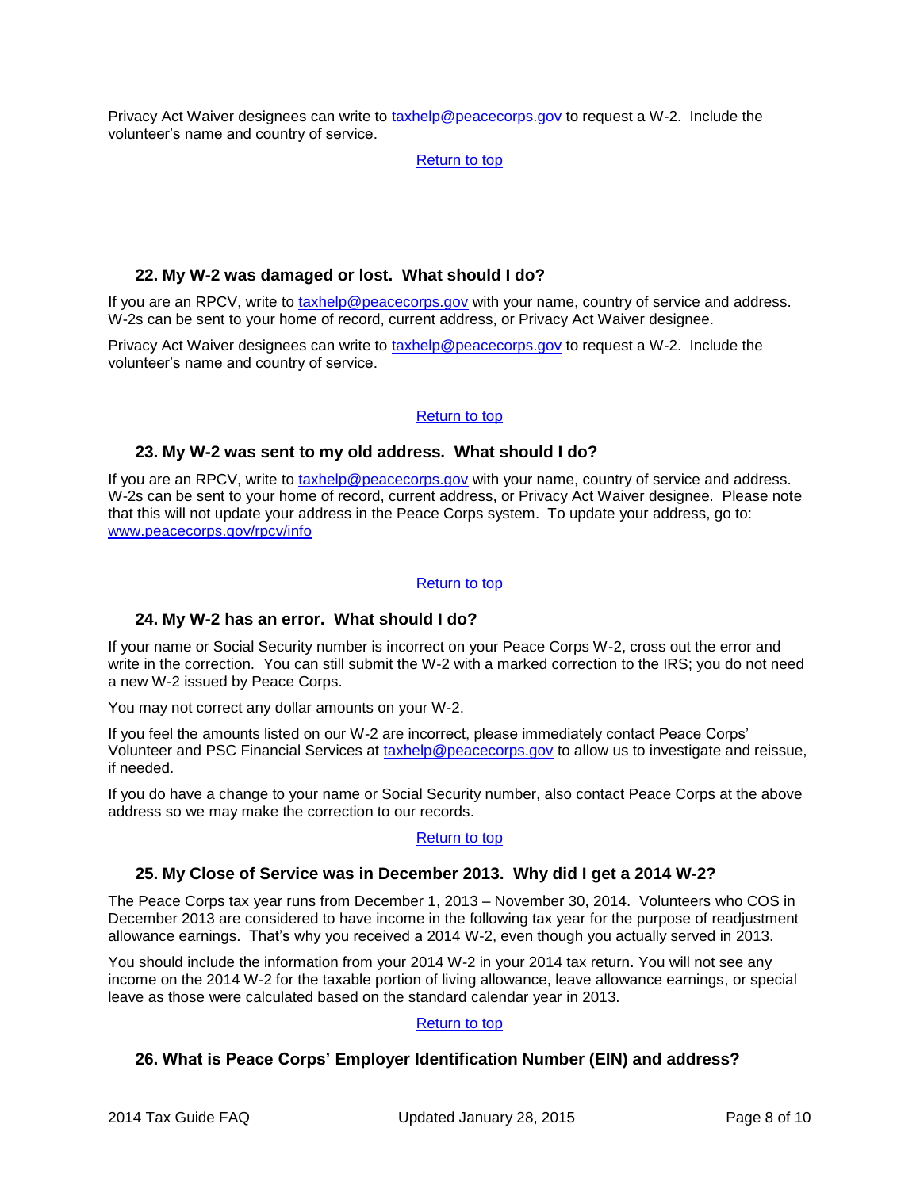Privacy Act Waiver designees can write to [taxhelp@peacecorps.gov](mailto:taxhelp@peacecorps.gov) to request a W-2. Include the volunteer's name and country of service.

[Return to top](#)

### 22. My W-2 was damaged or lost. What should I do?

If you are an RPCV, write to [taxhelp@peacecorps.gov](mailto:taxhelp@peacecorps.gov) with your name, country of service and address. W-2s can be sent to your home of record, current address, or Privacy Act Waiver designee.

Privacy Act Waiver designees can write to [taxhelp@peacecorps.gov](mailto:taxhelp@peacecorps.gov) to request a W-2. Include the volunteer's name and country of service.

[Return to top](#)

### 23. My W-2 was sent to my old address. What should I do?

If you are an RPCV, write to [taxhelp@peacecorps.gov](mailto:taxhelp@peacecorps.gov) with your name, country of service and address. W-2s can be sent to your home of record, current address, or Privacy Act Waiver designee. Please note that this will not update your address in the Peace Corps system. To update your address, go to: [www.peacecorps.gov/rpcv/info](http://www.peacecorps.gov/rpcv/info)

[Return to top](#)

### 24. My W-2 has an error. What should I do?

If your name or Social Security number is incorrect on your Peace Corps W-2, cross out the error and write in the correction. You can still submit the W-2 with a marked correction to the IRS; you do not need a new W-2 issued by Peace Corps.

You may not correct any dollar amounts on your W-2.

If you feel the amounts listed on our W-2 are incorrect, please immediately contact Peace Corps' Volunteer and PSC Financial Services at [taxhelp@peacecorps.gov](mailto:taxhelp@peacecorps.gov) to allow us to investigate and reissue, if needed.

If you do have a change to your name or Social Security number, also contact Peace Corps at the above address so we may make the correction to our records.

[Return to top](#)

### 25. My Close of Service was in December 2013. Why did I get a 2014 W-2?

The Peace Corps tax year runs from December 1, 2013 – November 30, 2014. Volunteers who COS in December 2013 are considered to have income in the following tax year for the purpose of readjustment allowance earnings. That's why you received a 2014 W-2, even though you actually served in 2013.

You should include the information from your 2014 W-2 in your 2014 tax return. You will not see any income on the 2014 W-2 for the taxable portion of living allowance, leave allowance earnings, or special leave as those were calculated based on the standard calendar year in 2013.

[Return to top](#)

### 26. What is Peace Corps' Employer Identification Number (EIN) and address?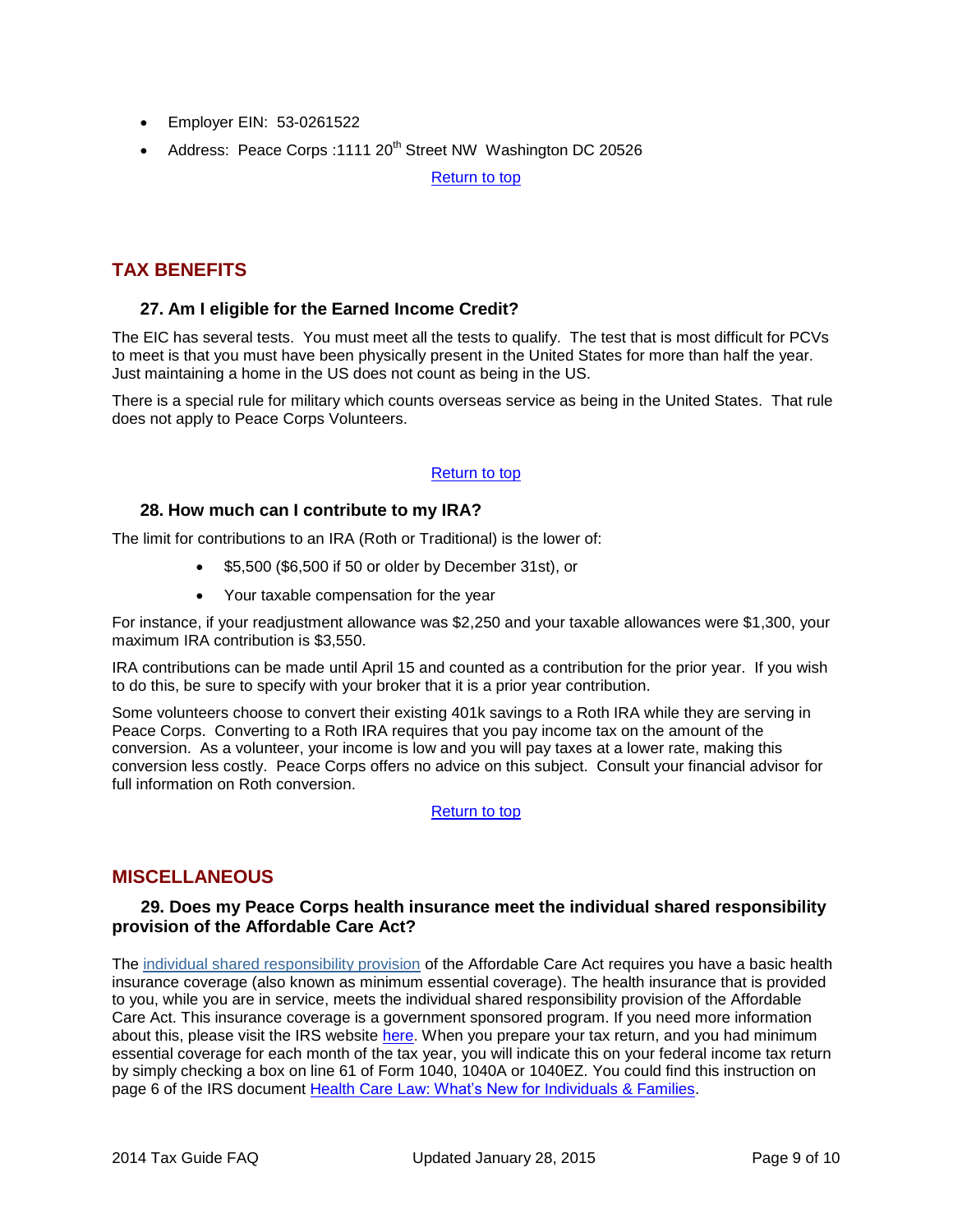- Employer EIN: 53-0261522
- Address: Peace Corps :1111 20th Street NW Washington DC 20526

Return to top

## TAX BENEFITS

### 27. Am I eligible for the Earned Income Credit?

The EIC has several tests. You must meet all the tests to qualify. The test that is most difficult for PCVs to meet is that you must have been physically present in the United States for more than half the year. Just maintaining a home in the US does not count as being in the US.

There is a special rule for military which counts overseas service as being in the United States. That rule does not apply to Peace Corps Volunteers.

Return to top

### 28. How much can I contribute to my IRA?

The limit for contributions to an IRA (Roth or Traditional) is the lower of:

- $5,500 ($6,500 if 50 or older by December 31st), or
- Your taxable compensation for the year

For instance, if your readjustment allowance was $2,250 and your taxable allowances were $1,300, your maximum IRA contribution is $3,550.

IRA contributions can be made until April 15 and counted as a contribution for the prior year. If you wish to do this, be sure to specify with your broker that it is a prior year contribution.

Some volunteers choose to convert their existing 401k savings to a Roth IRA while they are serving in Peace Corps. Converting to a Roth IRA requires that you pay income tax on the amount of the conversion. As a volunteer, your income is low and you will pay taxes at a lower rate, making this conversion less costly. Peace Corps offers no advice on this subject. Consult your financial advisor for full information on Roth conversion.

Return to top

## MISCELLANEOUS

### 29. Does my Peace Corps health insurance meet the individual shared responsibility provision of the Affordable Care Act?

The individual shared responsibility provision of the Affordable Care Act requires you have a basic health insurance coverage (also known as minimum essential coverage). The health insurance that is provided to you, while you are in service, meets the individual shared responsibility provision of the Affordable Care Act. This insurance coverage is a government sponsored program. If you need more information about this, please visit the IRS website here. When you prepare your tax return, and you had minimum essential coverage for each month of the tax year, you will indicate this on your federal income tax return by simply checking a box on line 61 of Form 1040, 1040A or 1040EZ. You could find this instruction on page 6 of the IRS document Health Care Law: What's New for Individuals & Families.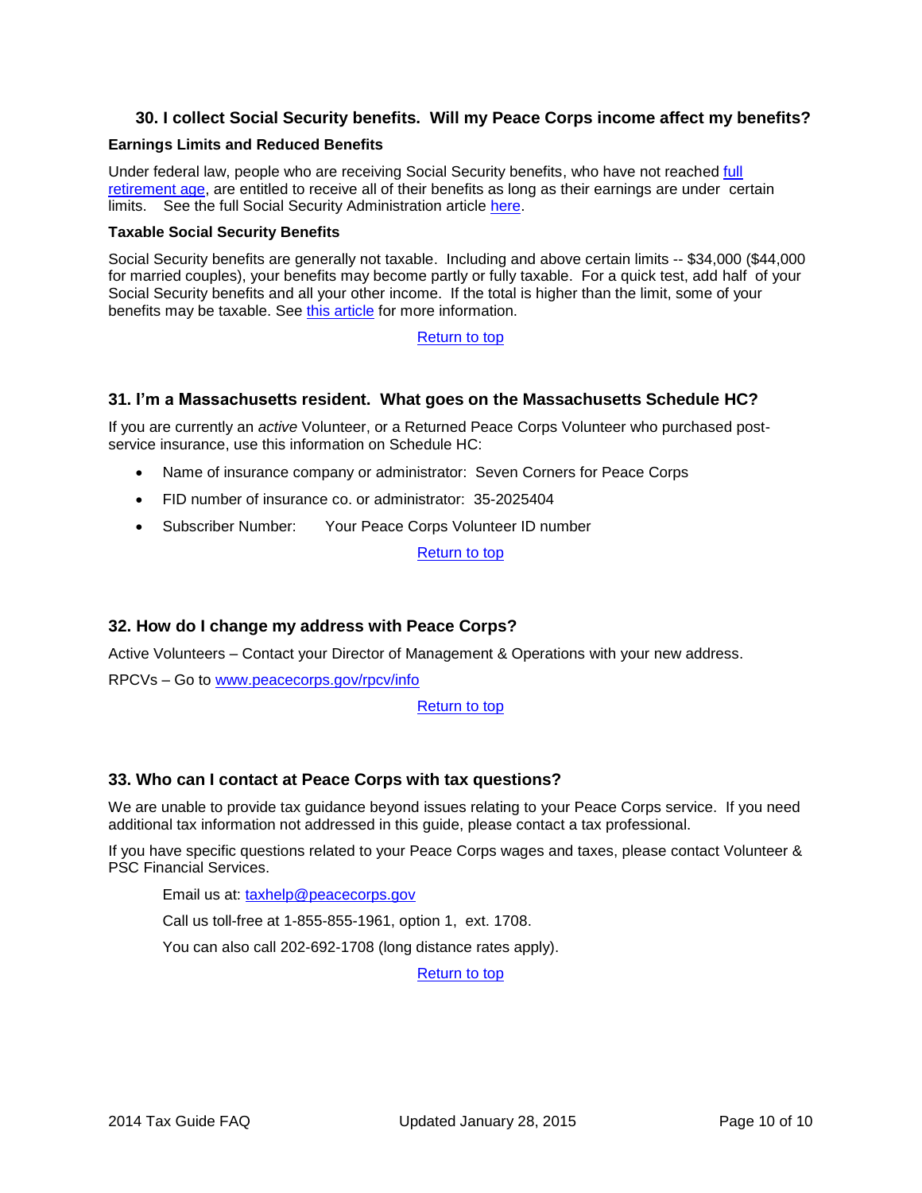## 30. I collect Social Security benefits. Will my Peace Corps income affect my benefits?

**Earnings Limits and Reduced Benefits**

Under federal law, people who are receiving Social Security benefits, who have not reached [full retirement age](), are entitled to receive all of their benefits as long as their earnings are under certain limits. See the full Social Security Administration article [here]().

**Taxable Social Security Benefits**

Social Security benefits are generally not taxable. Including and above certain limits -- $34,000 ($44,000 for married couples), your benefits may become partly or fully taxable. For a quick test, add half of your Social Security benefits and all your other income. If the total is higher than the limit, some of your benefits may be taxable. See [this article]() for more information.

[Return to top]()

## 31. I'm a Massachusetts resident. What goes on the Massachusetts Schedule HC?

If you are currently an *active* Volunteer, or a Returned Peace Corps Volunteer who purchased post-service insurance, use this information on Schedule HC:

- Name of insurance company or administrator: Seven Corners for Peace Corps
- FID number of insurance co. or administrator: 35-2025404
- Subscriber Number: Your Peace Corps Volunteer ID number

[Return to top]()

## 32. How do I change my address with Peace Corps?

Active Volunteers – Contact your Director of Management & Operations with your new address.

RPCVs – Go to [www.peacecorps.gov/rpcv/info](www.peacecorps.gov/rpcv/info)

[Return to top]()

## 33. Who can I contact at Peace Corps with tax questions?

We are unable to provide tax guidance beyond issues relating to your Peace Corps service. If you need additional tax information not addressed in this guide, please contact a tax professional.

If you have specific questions related to your Peace Corps wages and taxes, please contact Volunteer & PSC Financial Services.

Email us at: [taxhelp@peacecorps.gov](mailto:taxhelp@peacecorps.gov)

Call us toll-free at 1-855-855-1961, option 1, ext. 1708.

You can also call 202-692-1708 (long distance rates apply).

[Return to top]()